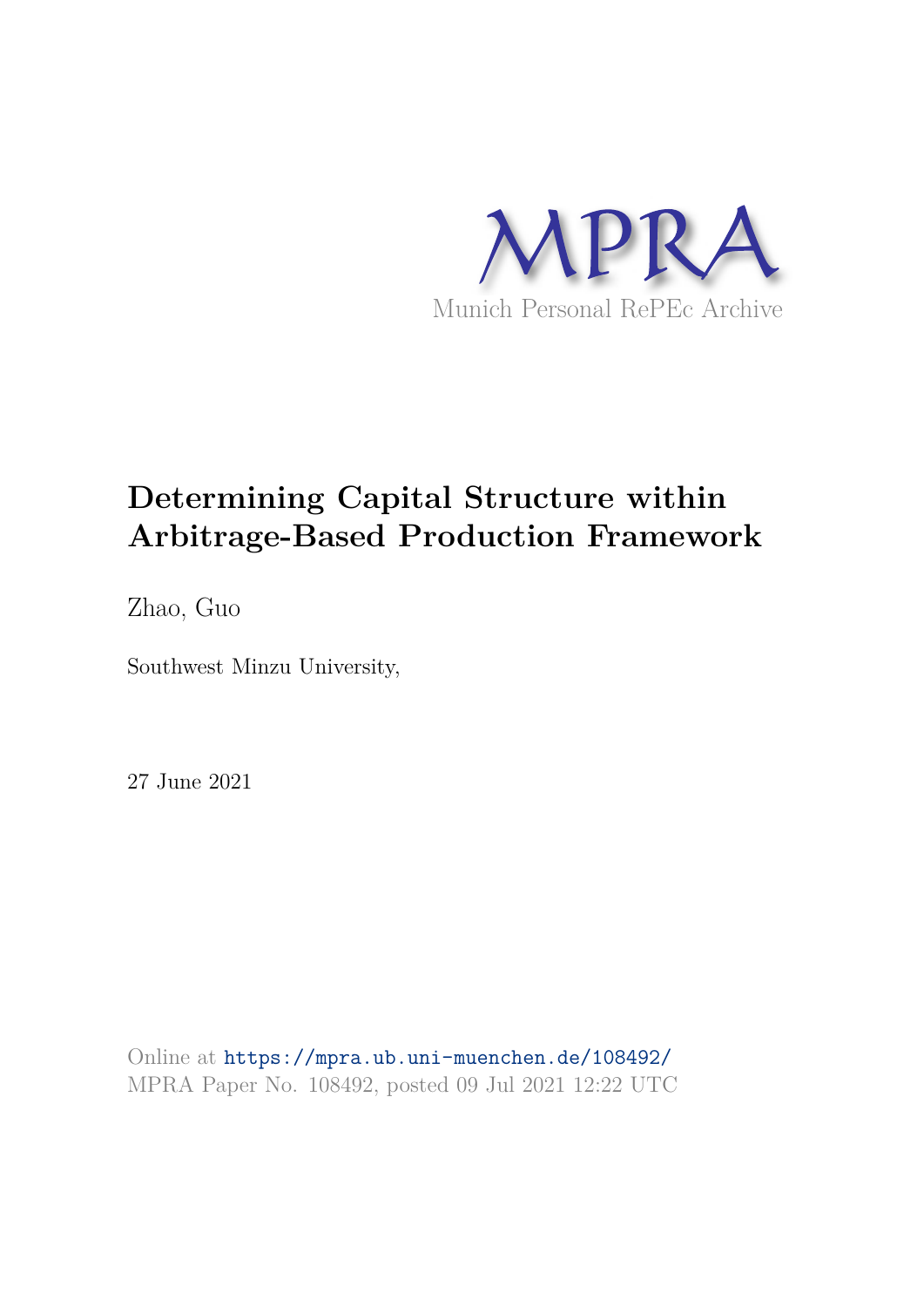MPRA

Munich Personal RePEc Archive

# Determining Capital Structure within Arbitrage-Based Production Framework

Zhao, Guo

Southwest Minzu University,

27 June 2021

Online at https://mpra.ub.uni-muenchen.de/108492/
MPRA Paper No. 108492, posted 09 Jul 2021 12:22 UTC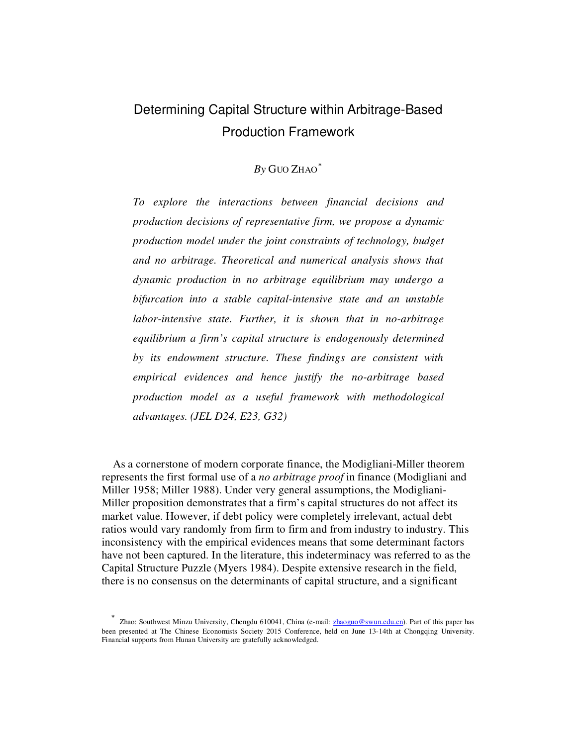# Determining Capital Structure within Arbitrage-Based Production Framework

*By* GUO ZHAO*

*To explore the interactions between financial decisions and production decisions of representative firm, we propose a dynamic production model under the joint constraints of technology, budget and no arbitrage. Theoretical and numerical analysis shows that dynamic production in no arbitrage equilibrium may undergo a bifurcation into a stable capital-intensive state and an unstable labor-intensive state. Further, it is shown that in no-arbitrage equilibrium a firm's capital structure is endogenously determined by its endowment structure. These findings are consistent with empirical evidences and hence justify the no-arbitrage based production model as a useful framework with methodological advantages. (JEL D24, E23, G32)*

As a cornerstone of modern corporate finance, the Modigliani-Miller theorem represents the first formal use of a *no arbitrage proof* in finance (Modigliani and Miller 1958; Miller 1988). Under very general assumptions, the Modigliani-Miller proposition demonstrates that a firm's capital structures do not affect its market value. However, if debt policy were completely irrelevant, actual debt ratios would vary randomly from firm to firm and from industry to industry. This inconsistency with the empirical evidences means that some determinant factors have not been captured. In the literature, this indeterminacy was referred to as the Capital Structure Puzzle (Myers 1984). Despite extensive research in the field, there is no consensus on the determinants of capital structure, and a significant

---

* Zhao: Southwest Minzu University, Chengdu 610041, China (e-mail: zhaoguo@swun.edu.cn). Part of this paper has been presented at The Chinese Economists Society 2015 Conference, held on June 13-14th at Chongqing University. Financial supports from Hunan University are gratefully acknowledged.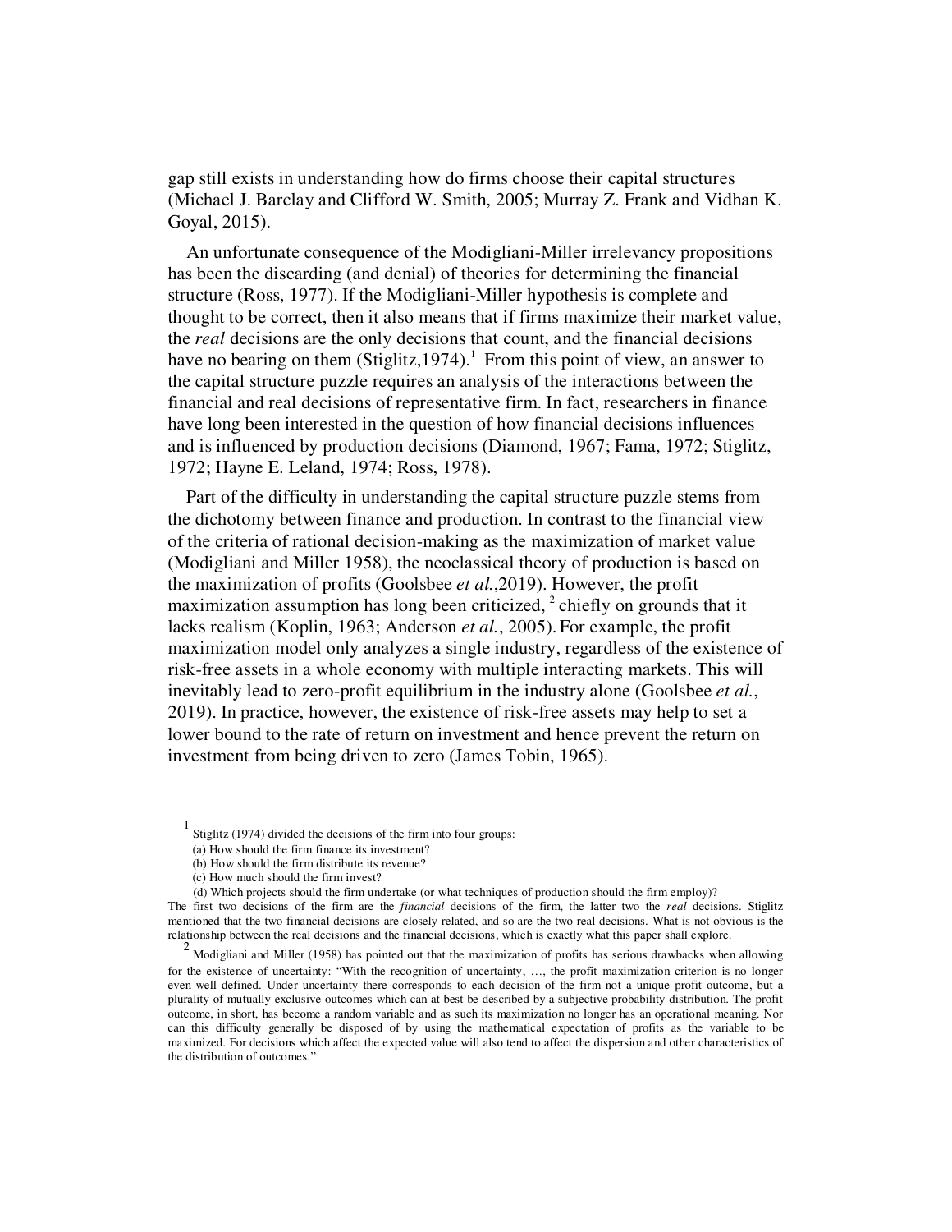gap still exists in understanding how do firms choose their capital structures (Michael J. Barclay and Clifford W. Smith, 2005; Murray Z. Frank and Vidhan K. Goyal, 2015).

An unfortunate consequence of the Modigliani-Miller irrelevancy propositions has been the discarding (and denial) of theories for determining the financial structure (Ross, 1977). If the Modigliani-Miller hypothesis is complete and thought to be correct, then it also means that if firms maximize their market value, the *real* decisions are the only decisions that count, and the financial decisions have no bearing on them (Stiglitz,1974).[1] From this point of view, an answer to the capital structure puzzle requires an analysis of the interactions between the financial and real decisions of representative firm. In fact, researchers in finance have long been interested in the question of how financial decisions influences and is influenced by production decisions (Diamond, 1967; Fama, 1972; Stiglitz, 1972; Hayne E. Leland, 1974; Ross, 1978).

Part of the difficulty in understanding the capital structure puzzle stems from the dichotomy between finance and production. In contrast to the financial view of the criteria of rational decision-making as the maximization of market value (Modigliani and Miller 1958), the neoclassical theory of production is based on the maximization of profits (Goolsbee *et al.*,2019). However, the profit maximization assumption has long been criticized,[2] chiefly on grounds that it lacks realism (Koplin, 1963; Anderson *et al.*, 2005). For example, the profit maximization model only analyzes a single industry, regardless of the existence of risk-free assets in a whole economy with multiple interacting markets. This will inevitably lead to zero-profit equilibrium in the industry alone (Goolsbee *et al.*, 2019). In practice, however, the existence of risk-free assets may help to set a lower bound to the rate of return on investment and hence prevent the return on investment from being driven to zero (James Tobin, 1965).

---

[1] Stiglitz (1974) divided the decisions of the firm into four groups:

(a) How should the firm finance its investment?
(b) How should the firm distribute its revenue?
(c) How much should the firm invest?
(d) Which projects should the firm undertake (or what techniques of production should the firm employ)?

The first two decisions of the firm are the *financial* decisions of the firm, the latter two the *real* decisions. Stiglitz mentioned that the two financial decisions are closely related, and so are the two real decisions. What is not obvious is the relationship between the real decisions and the financial decisions, which is exactly what this paper shall explore.

[2] Modigliani and Miller (1958) has pointed out that the maximization of profits has serious drawbacks when allowing for the existence of uncertainty: "With the recognition of uncertainty, …, the profit maximization criterion is no longer even well defined. Under uncertainty there corresponds to each decision of the firm not a unique profit outcome, but a plurality of mutually exclusive outcomes which can at best be described by a subjective probability distribution. The profit outcome, in short, has become a random variable and as such its maximization no longer has an operational meaning. Nor can this difficulty generally be disposed of by using the mathematical expectation of profits as the variable to be maximized. For decisions which affect the expected value will also tend to affect the dispersion and other characteristics of the distribution of outcomes."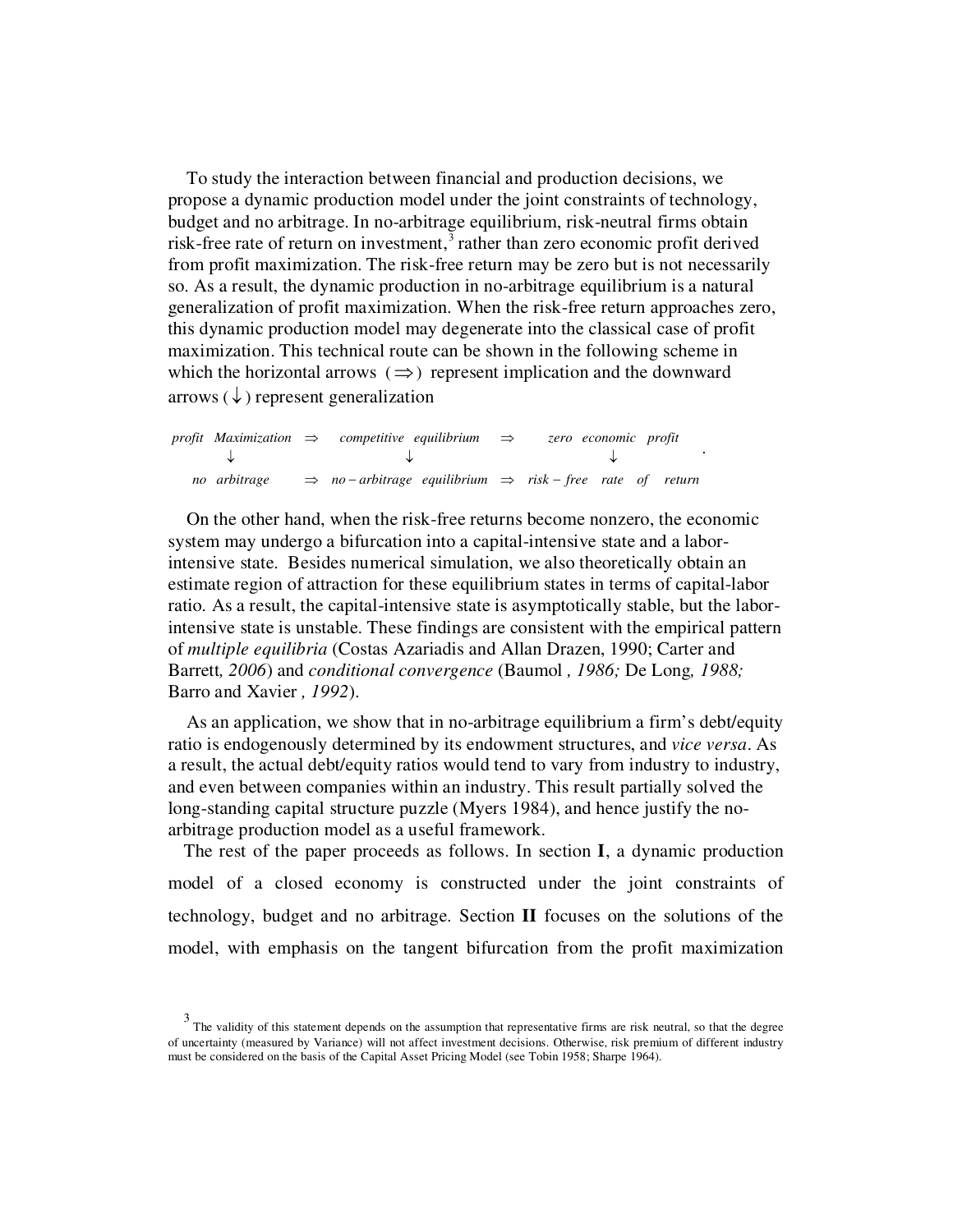To study the interaction between financial and production decisions, we propose a dynamic production model under the joint constraints of technology, budget and no arbitrage. In no-arbitrage equilibrium, risk-neutral firms obtain risk-free rate of return on investment,[3] rather than zero economic profit derived from profit maximization. The risk-free return may be zero but is not necessarily so. As a result, the dynamic production in no-arbitrage equilibrium is a natural generalization of profit maximization. When the risk-free return approaches zero, this dynamic production model may degenerate into the classical case of profit maximization. This technical route can be shown in the following scheme in which the horizontal arrows ($\Rightarrow$) represent implication and the downward arrows ($\downarrow$) represent generalization

$$\begin{array}{ccccc} profit\ \ Maximization & \Rightarrow & competitive\ \ equilibrium & \Rightarrow & zero\ \ economic\ \ profit \\ \downarrow & & \downarrow & & \downarrow \\ no\ \ arbitrage & \Rightarrow & no-arbitrage\ \ equilibrium & \Rightarrow & risk-free\ \ rate\ \ of\ \ return \end{array}.$$

On the other hand, when the risk-free returns become nonzero, the economic system may undergo a bifurcation into a capital-intensive state and a labor-intensive state. Besides numerical simulation, we also theoretically obtain an estimate region of attraction for these equilibrium states in terms of capital-labor ratio. As a result, the capital-intensive state is asymptotically stable, but the labor-intensive state is unstable. These findings are consistent with the empirical pattern of *multiple equilibria* (Costas Azariadis and Allan Drazen, 1990; Carter and Barrett*, 2006*) and *conditional convergence* (Baumol *, 1986;* De Long*, 1988;* Barro and Xavier *, 1992*).

As an application, we show that in no-arbitrage equilibrium a firm's debt/equity ratio is endogenously determined by its endowment structures, and *vice versa*. As a result, the actual debt/equity ratios would tend to vary from industry to industry, and even between companies within an industry. This result partially solved the long-standing capital structure puzzle (Myers 1984), and hence justify the no-arbitrage production model as a useful framework.

The rest of the paper proceeds as follows. In section **I**, a dynamic production model of a closed economy is constructed under the joint constraints of technology, budget and no arbitrage. Section **II** focuses on the solutions of the model, with emphasis on the tangent bifurcation from the profit maximization

[3] The validity of this statement depends on the assumption that representative firms are risk neutral, so that the degree of uncertainty (measured by Variance) will not affect investment decisions. Otherwise, risk premium of different industry must be considered on the basis of the Capital Asset Pricing Model (see Tobin 1958; Sharpe 1964).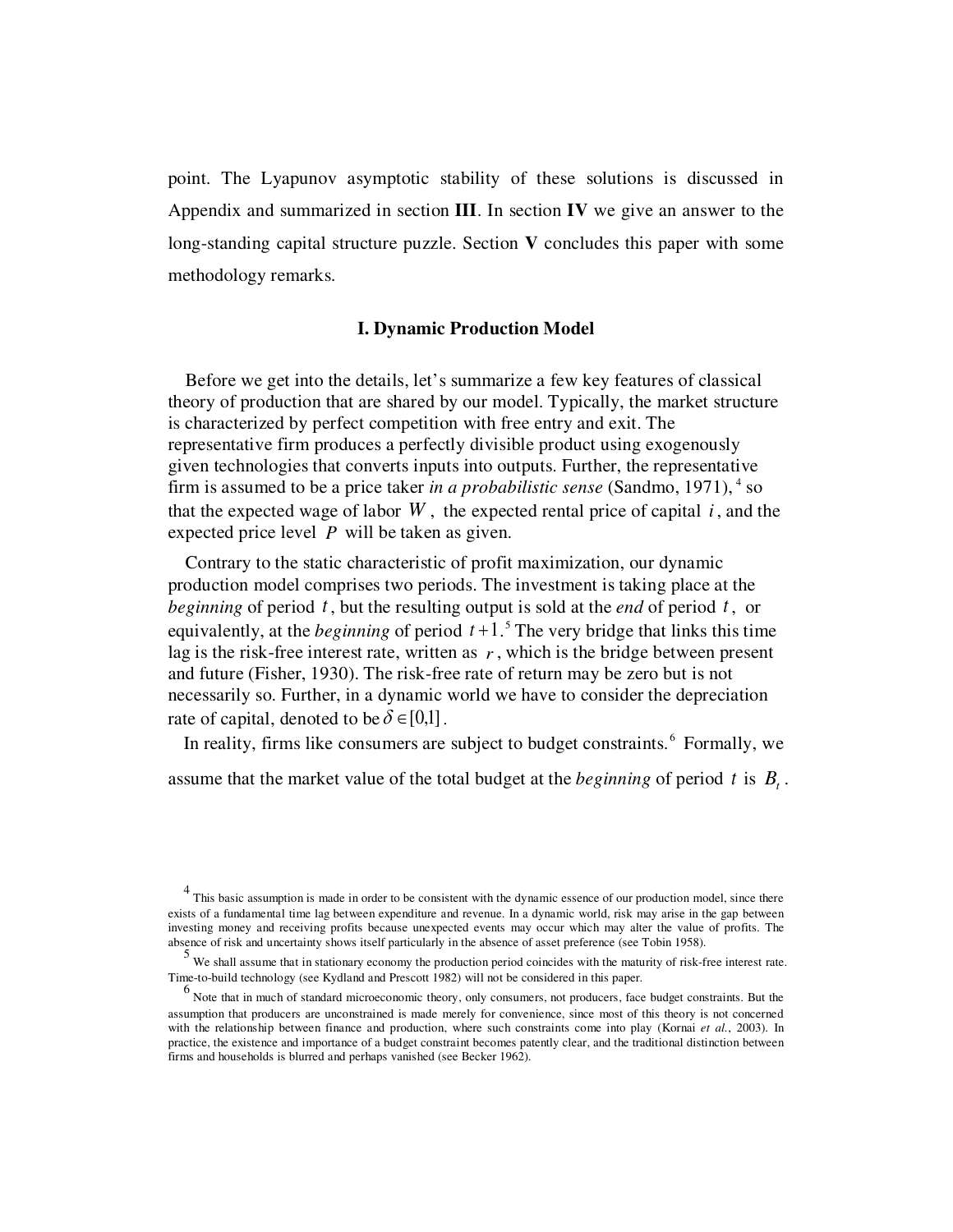point. The Lyapunov asymptotic stability of these solutions is discussed in Appendix and summarized in section **III**. In section **IV** we give an answer to the long-standing capital structure puzzle. Section **V** concludes this paper with some methodology remarks.

## I. Dynamic Production Model

Before we get into the details, let's summarize a few key features of classical theory of production that are shared by our model. Typically, the market structure is characterized by perfect competition with free entry and exit. The representative firm produces a perfectly divisible product using exogenously given technologies that converts inputs into outputs. Further, the representative firm is assumed to be a price taker *in a probabilistic sense* (Sandmo, 1971), [4] so that the expected wage of labor $W$, the expected rental price of capital $i$, and the expected price level $P$ will be taken as given.

Contrary to the static characteristic of profit maximization, our dynamic production model comprises two periods. The investment is taking place at the *beginning* of period $t$, but the resulting output is sold at the *end* of period $t$, or equivalently, at the *beginning* of period $t+1$.[5] The very bridge that links this time lag is the risk-free interest rate, written as $r$, which is the bridge between present and future (Fisher, 1930). The risk-free rate of return may be zero but is not necessarily so. Further, in a dynamic world we have to consider the depreciation rate of capital, denoted to be $\delta \in [0,1]$.

In reality, firms like consumers are subject to budget constraints.[6] Formally, we assume that the market value of the total budget at the *beginning* of period $t$ is $B_t$.

---

[4] This basic assumption is made in order to be consistent with the dynamic essence of our production model, since there exists of a fundamental time lag between expenditure and revenue. In a dynamic world, risk may arise in the gap between investing money and receiving profits because unexpected events may occur which may alter the value of profits. The absence of risk and uncertainty shows itself particularly in the absence of asset preference (see Tobin 1958).

[5] We shall assume that in stationary economy the production period coincides with the maturity of risk-free interest rate. Time-to-build technology (see Kydland and Prescott 1982) will not be considered in this paper.

[6] Note that in much of standard microeconomic theory, only consumers, not producers, face budget constraints. But the assumption that producers are unconstrained is made merely for convenience, since most of this theory is not concerned with the relationship between finance and production, where such constraints come into play (Kornai *et al.*, 2003). In practice, the existence and importance of a budget constraint becomes patently clear, and the traditional distinction between firms and households is blurred and perhaps vanished (see Becker 1962).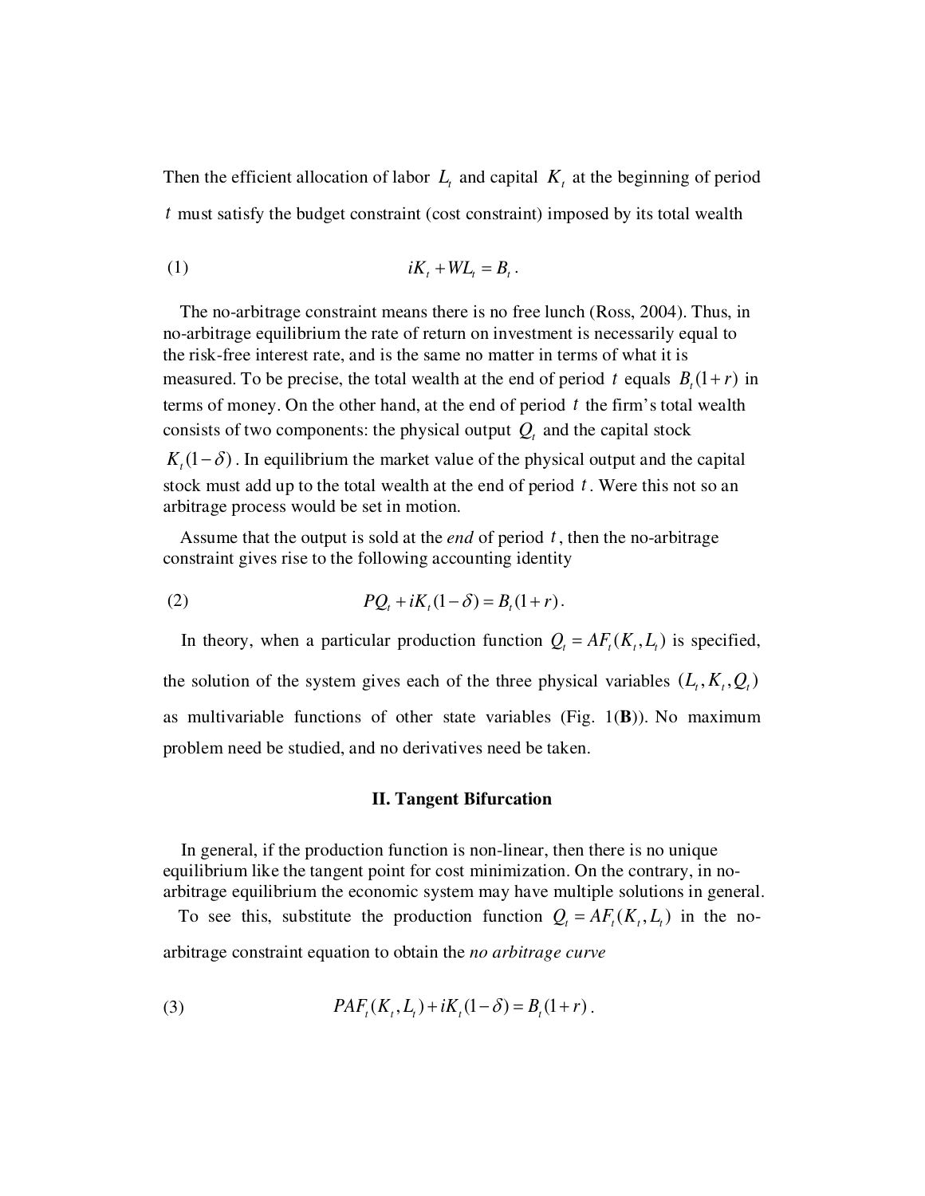Then the efficient allocation of labor $L_t$ and capital $K_t$ at the beginning of period $t$ must satisfy the budget constraint (cost constraint) imposed by its total wealth

$$iK_t + WL_t = B_t . \tag{1}$$

The no-arbitrage constraint means there is no free lunch (Ross, 2004). Thus, in no-arbitrage equilibrium the rate of return on investment is necessarily equal to the risk-free interest rate, and is the same no matter in terms of what it is measured. To be precise, the total wealth at the end of period $t$ equals $B_t(1+r)$ in terms of money. On the other hand, at the end of period $t$ the firm's total wealth consists of two components: the physical output $Q_t$ and the capital stock $K_t(1-\delta)$. In equilibrium the market value of the physical output and the capital stock must add up to the total wealth at the end of period $t$. Were this not so an arbitrage process would be set in motion.

Assume that the output is sold at the *end* of period $t$, then the no-arbitrage constraint gives rise to the following accounting identity

$$PQ_t + iK_t(1-\delta) = B_t(1+r) . \tag{2}$$

In theory, when a particular production function $Q_t = AF_t(K_t, L_t)$ is specified, the solution of the system gives each of the three physical variables $(L_t, K_t, Q_t)$ as multivariable functions of other state variables (Fig. 1(**B**)). No maximum problem need be studied, and no derivatives need be taken.

## II. Tangent Bifurcation

In general, if the production function is non-linear, then there is no unique equilibrium like the tangent point for cost minimization. On the contrary, in no-arbitrage equilibrium the economic system may have multiple solutions in general.

To see this, substitute the production function $Q_t = AF_t(K_t, L_t)$ in the no-arbitrage constraint equation to obtain the *no arbitrage curve*

$$PAF_t(K_t, L_t) + iK_t(1-\delta) = B_t(1+r) . \tag{3}$$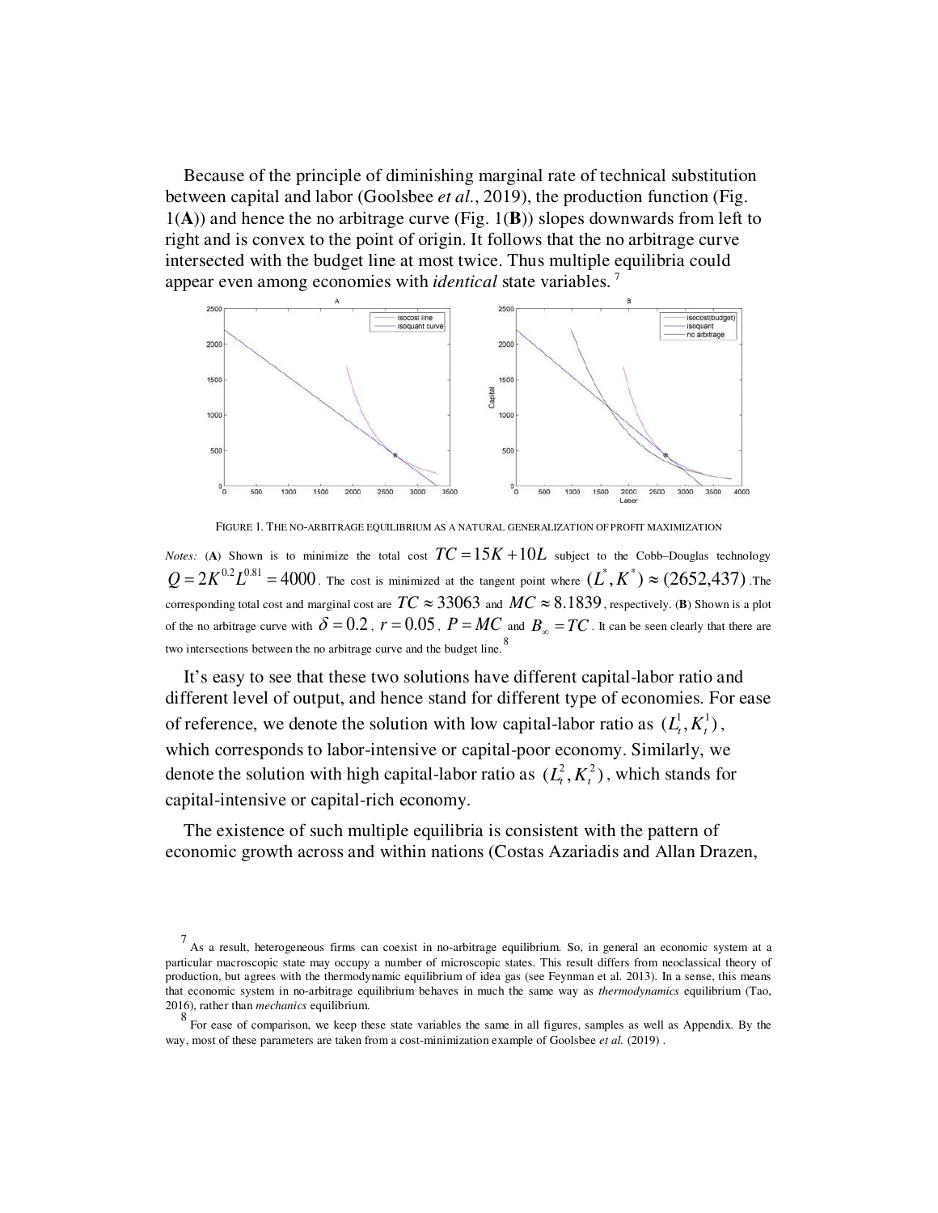Because of the principle of diminishing marginal rate of technical substitution between capital and labor (Goolsbee *et al.*, 2019), the production function (Fig. 1(**A**)) and hence the no arbitrage curve (Fig. 1(**B**)) slopes downwards from left to right and is convex to the point of origin. It follows that the no arbitrage curve intersected with the budget line at most twice. Thus multiple equilibria could appear even among economies with *identical* state variables. [7]

FIGURE 1. THE NO-ARBITRAGE EQUILIBRIUM AS A NATURAL GENERALIZATION OF PROFIT MAXIMIZATION

*Notes:* (**A**) Shown is to minimize the total cost $TC = 15K + 10L$ subject to the Cobb–Douglas technology $Q = 2K^{0.2}L^{0.81} = 4000$. The cost is minimized at the tangent point where $(L^*, K^*) \approx (2652, 437)$. The corresponding total cost and marginal cost are $TC \approx 33063$ and $MC \approx 8.1839$, respectively. (**B**) Shown is a plot of the no arbitrage curve with $\delta = 0.2$, $r = 0.05$, $P = MC$ and $B_\infty = TC$. It can be seen clearly that there are two intersections between the no arbitrage curve and the budget line. [8]

It's easy to see that these two solutions have different capital-labor ratio and different level of output, and hence stand for different type of economies. For ease of reference, we denote the solution with low capital-labor ratio as $(L_t^1, K_t^1)$, which corresponds to labor-intensive or capital-poor economy. Similarly, we denote the solution with high capital-labor ratio as $(L_t^2, K_t^2)$, which stands for capital-intensive or capital-rich economy.

The existence of such multiple equilibria is consistent with the pattern of economic growth across and within nations (Costas Azariadis and Allan Drazen,

[7] As a result, heterogeneous firms can coexist in no-arbitrage equilibrium. So, in general an economic system at a particular macroscopic state may occupy a number of microscopic states. This result differs from neoclassical theory of production, but agrees with the thermodynamic equilibrium of idea gas (see Feynman et al. 2013). In a sense, this means that economic system in no-arbitrage equilibrium behaves in much the same way as *thermodynamics* equilibrium (Tao, 2016), rather than *mechanics* equilibrium.

[8] For ease of comparison, we keep these state variables the same in all figures, samples as well as Appendix. By the way, most of these parameters are taken from a cost-minimization example of Goolsbee *et al.* (2019) .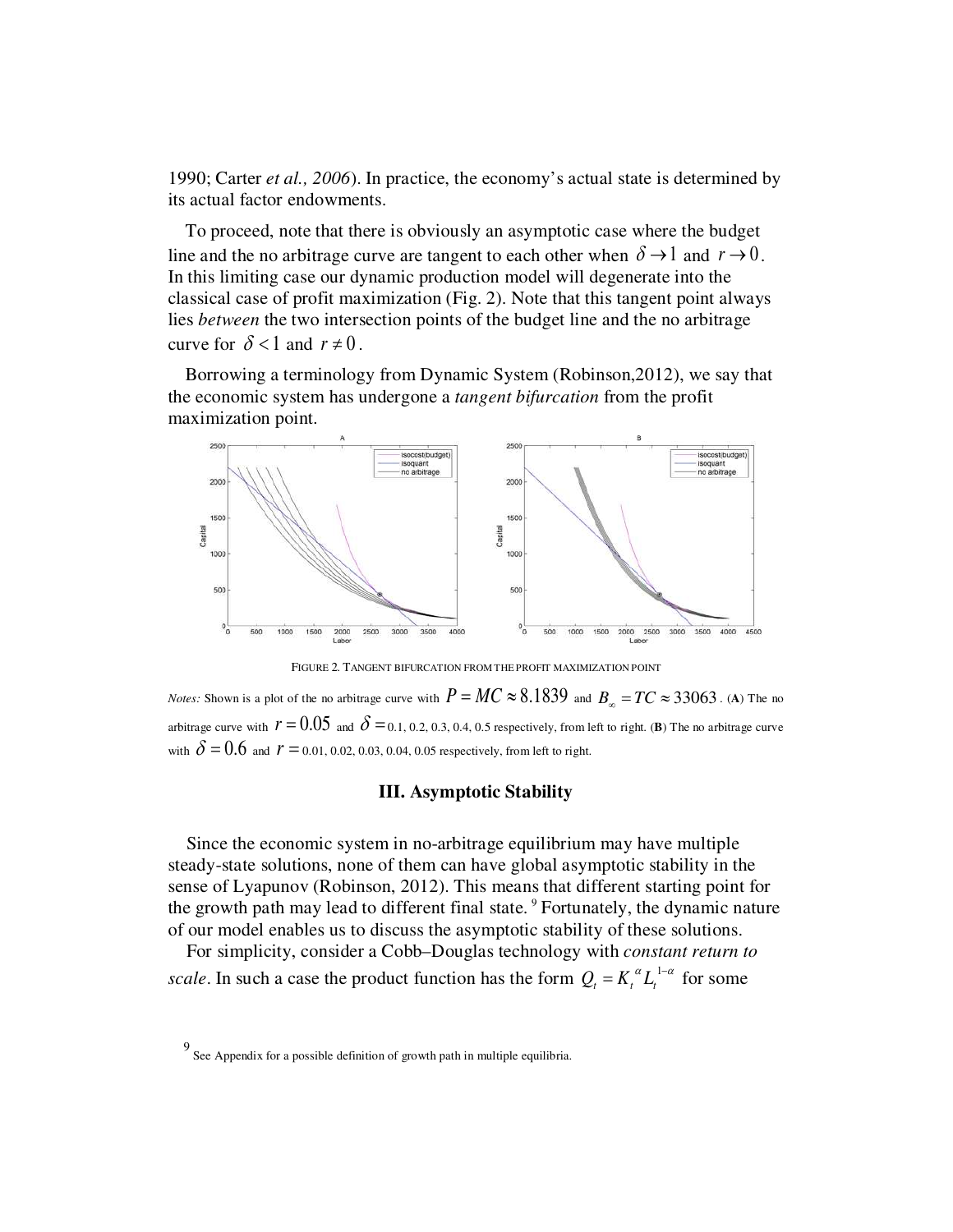1990; Carter *et al., 2006*). In practice, the economy's actual state is determined by its actual factor endowments.

To proceed, note that there is obviously an asymptotic case where the budget line and the no arbitrage curve are tangent to each other when $\delta \to 1$ and $r \to 0$. In this limiting case our dynamic production model will degenerate into the classical case of profit maximization (Fig. 2). Note that this tangent point always lies *between* the two intersection points of the budget line and the no arbitrage curve for $\delta < 1$ and $r \neq 0$.

Borrowing a terminology from Dynamic System (Robinson,2012), we say that the economic system has undergone a *tangent bifurcation* from the profit maximization point.

FIGURE 2. TANGENT BIFURCATION FROM THE PROFIT MAXIMIZATION POINT

*Notes:* Shown is a plot of the no arbitrage curve with $P = MC \approx 8.1839$ and $B_{\infty} = TC \approx 33063$. (**A**) The no arbitrage curve with $r = 0.05$ and $\delta = 0.1, 0.2, 0.3, 0.4, 0.5$ respectively, from left to right. (**B**) The no arbitrage curve with $\delta = 0.6$ and $r = 0.01, 0.02, 0.03, 0.04, 0.05$ respectively, from left to right.

### III. Asymptotic Stability

Since the economic system in no-arbitrage equilibrium may have multiple steady-state solutions, none of them can have global asymptotic stability in the sense of Lyapunov (Robinson, 2012). This means that different starting point for the growth path may lead to different final state. [9] Fortunately, the dynamic nature of our model enables us to discuss the asymptotic stability of these solutions.

For simplicity, consider a Cobb–Douglas technology with *constant return to scale*. In such a case the product function has the form $Q_t = K_t^{\alpha} L_t^{1-\alpha}$ for some

[9] See Appendix for a possible definition of growth path in multiple equilibria.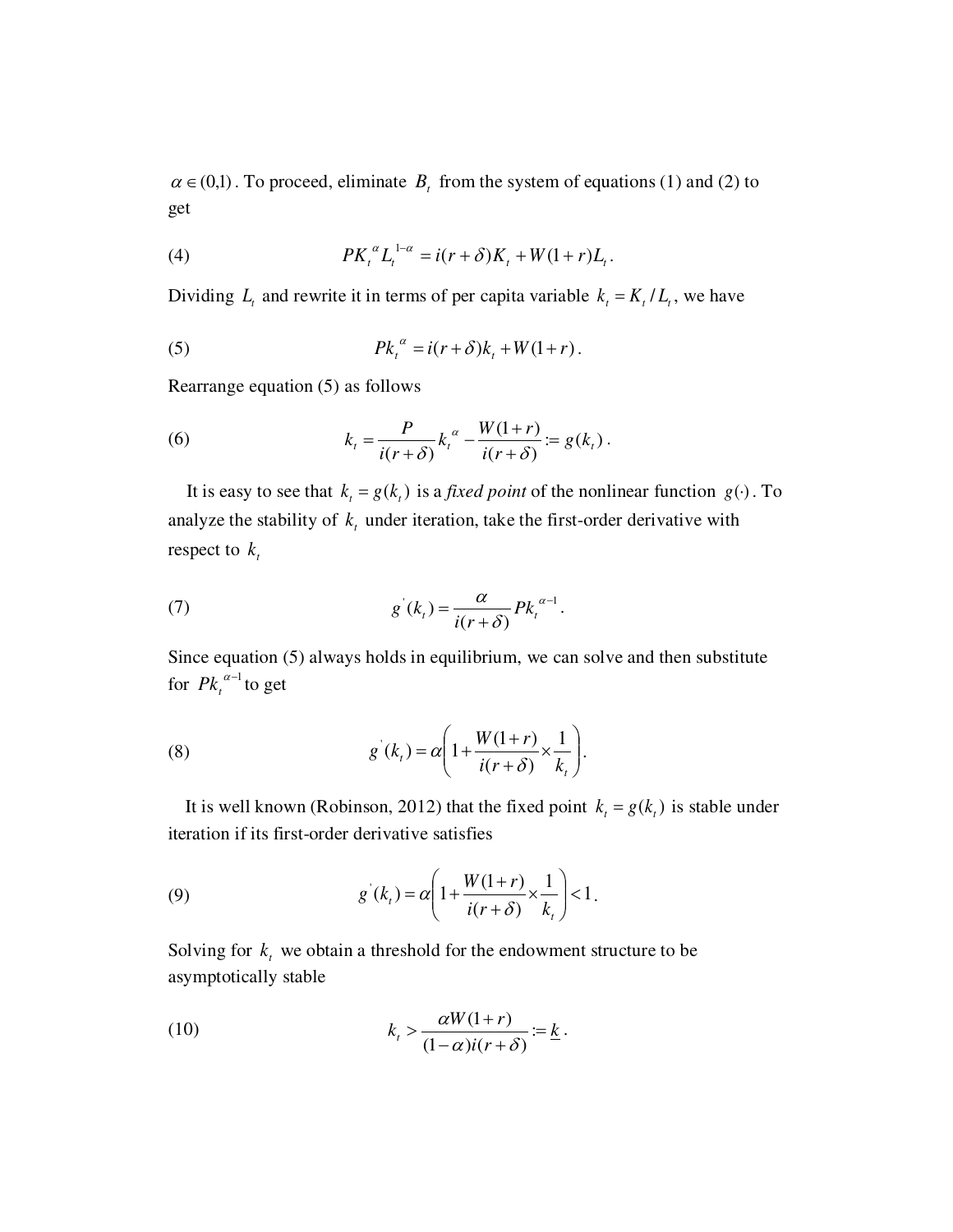$\alpha \in (0,1)$. To proceed, eliminate $B_t$ from the system of equations (1) and (2) to get

$$PK_t^{\alpha} L_t^{1-\alpha} = i(r+\delta)K_t + W(1+r)L_t. \tag{4}$$

Dividing $L_t$ and rewrite it in terms of per capita variable $k_t = K_t / L_t$, we have

$$Pk_t^{\alpha} = i(r+\delta)k_t + W(1+r). \tag{5}$$

Rearrange equation (5) as follows

$$k_t = \frac{P}{i(r+\delta)} k_t^{\alpha} - \frac{W(1+r)}{i(r+\delta)} := g(k_t). \tag{6}$$

It is easy to see that $k_t = g(k_t)$ is a *fixed point* of the nonlinear function $g(\cdot)$. To analyze the stability of $k_t$ under iteration, take the first-order derivative with respect to $k_t$

$$g^{'}(k_t) = \frac{\alpha}{i(r+\delta)} Pk_t^{\alpha-1}. \tag{7}$$

Since equation (5) always holds in equilibrium, we can solve and then substitute for $Pk_t^{\alpha-1}$ to get

$$g^{'}(k_t) = \alpha \left( 1 + \frac{W(1+r)}{i(r+\delta)} \times \frac{1}{k_t} \right). \tag{8}$$

It is well known (Robinson, 2012) that the fixed point $k_t = g(k_t)$ is stable under iteration if its first-order derivative satisfies

$$g^{'}(k_t) = \alpha \left( 1 + \frac{W(1+r)}{i(r+\delta)} \times \frac{1}{k_t} \right) < 1. \tag{9}$$

Solving for $k_t$ we obtain a threshold for the endowment structure to be asymptotically stable

$$k_t > \frac{\alpha W(1+r)}{(1-\alpha) i(r+\delta)} := \underline{k}. \tag{10}$$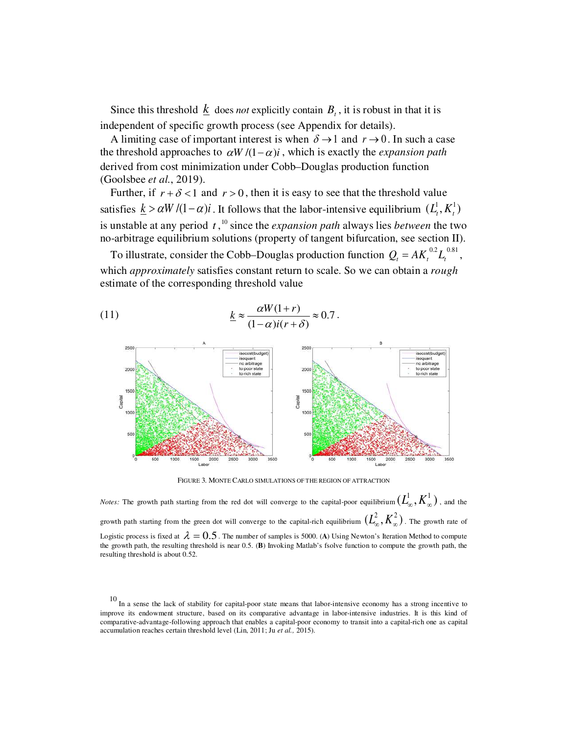Since this threshold $\underline{k}$ does *not* explicitly contain $B_t$, it is robust in that it is independent of specific growth process (see Appendix for details).

A limiting case of important interest is when $\delta \to 1$ and $r \to 0$. In such a case the threshold approaches to $\alpha W/(1-\alpha)i$, which is exactly the *expansion path* derived from cost minimization under Cobb–Douglas production function (Goolsbee *et al.*, 2019).

Further, if $r + \delta < 1$ and $r > 0$, then it is easy to see that the threshold value satisfies $\underline{k} > \alpha W/(1-\alpha)i$. It follows that the labor-intensive equilibrium $(L_t^1, K_t^1)$ is unstable at any period $t$,[10] since the *expansion path* always lies *between* the two no-arbitrage equilibrium solutions (property of tangent bifurcation, see section II).

To illustrate, consider the Cobb–Douglas production function $Q_t = AK_t^{0.2}L_t^{0.81}$, which *approximately* satisfies constant return to scale. So we can obtain a *rough* estimate of the corresponding threshold value

$$\underline{k} \approx \frac{\alpha W(1+r)}{(1-\alpha)i(r+\delta)} \approx 0.7 . \tag{11}$$

FIGURE 3. MONTE CARLO SIMULATIONS OF THE REGION OF ATTRACTION

*Notes:* The growth path starting from the red dot will converge to the capital-poor equilibrium $(L_\infty^1, K_\infty^1)$, and the growth path starting from the green dot will converge to the capital-rich equilibrium $(L_\infty^2, K_\infty^2)$. The growth rate of Logistic process is fixed at $\lambda = 0.5$. The number of samples is 5000. (**A**) Using Newton's Iteration Method to compute the growth path, the resulting threshold is near 0.5. (**B**) Invoking Matlab's fsolve function to compute the growth path, the resulting threshold is about 0.52.

[10] In a sense the lack of stability for capital-poor state means that labor-intensive economy has a strong incentive to improve its endowment structure, based on its comparative advantage in labor-intensive industries. It is this kind of comparative-advantage-following approach that enables a capital-poor economy to transit into a capital-rich one as capital accumulation reaches certain threshold level (Lin, 2011; Ju *et al.,* 2015).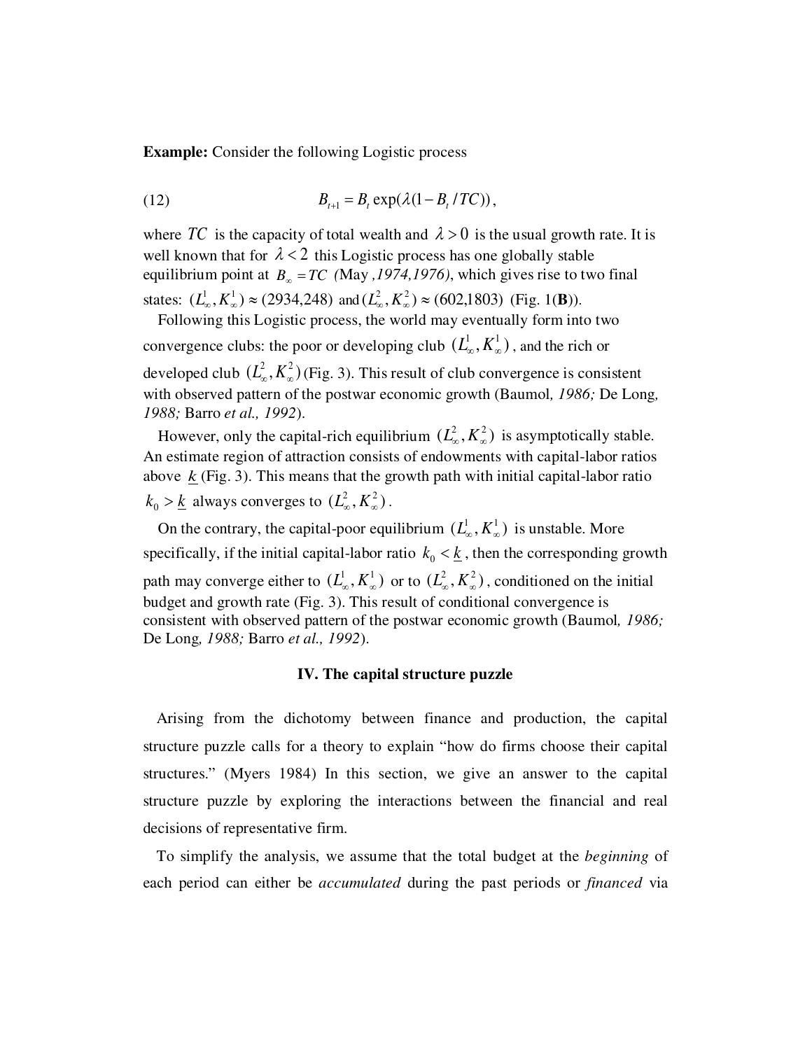**Example:** Consider the following Logistic process

$$B_{t+1} = B_t \exp(\lambda(1 - B_t / TC)), \tag{12}$$

where $TC$ is the capacity of total wealth and $\lambda > 0$ is the usual growth rate. It is well known that for $\lambda < 2$ this Logistic process has one globally stable equilibrium point at $B_\infty = TC$ (May *,1974,1976*), which gives rise to two final states: $(L^1_\infty, K^1_\infty) \approx (2934{,}248)$ and $(L^2_\infty, K^2_\infty) \approx (602{,}1803)$ (Fig. 1(**B**)).

Following this Logistic process, the world may eventually form into two convergence clubs: the poor or developing club $(L^1_\infty, K^1_\infty)$, and the rich or developed club $(L^2_\infty, K^2_\infty)$ (Fig. 3). This result of club convergence is consistent with observed pattern of the postwar economic growth (Baumol*, 1986;* De Long*, 1988;* Barro *et al., 1992*).

However, only the capital-rich equilibrium $(L^2_\infty, K^2_\infty)$ is asymptotically stable. An estimate region of attraction consists of endowments with capital-labor ratios above $\underline{k}$ (Fig. 3). This means that the growth path with initial capital-labor ratio $k_0 > \underline{k}$ always converges to $(L^2_\infty, K^2_\infty)$.

On the contrary, the capital-poor equilibrium $(L^1_\infty, K^1_\infty)$ is unstable. More specifically, if the initial capital-labor ratio $k_0 < \underline{k}$, then the corresponding growth path may converge either to $(L^1_\infty, K^1_\infty)$ or to $(L^2_\infty, K^2_\infty)$, conditioned on the initial budget and growth rate (Fig. 3). This result of conditional convergence is consistent with observed pattern of the postwar economic growth (Baumol*, 1986;* De Long*, 1988;* Barro *et al., 1992*).

## IV. The capital structure puzzle

Arising from the dichotomy between finance and production, the capital structure puzzle calls for a theory to explain "how do firms choose their capital structures." (Myers 1984) In this section, we give an answer to the capital structure puzzle by exploring the interactions between the financial and real decisions of representative firm.

To simplify the analysis, we assume that the total budget at the *beginning* of each period can either be *accumulated* during the past periods or *financed* via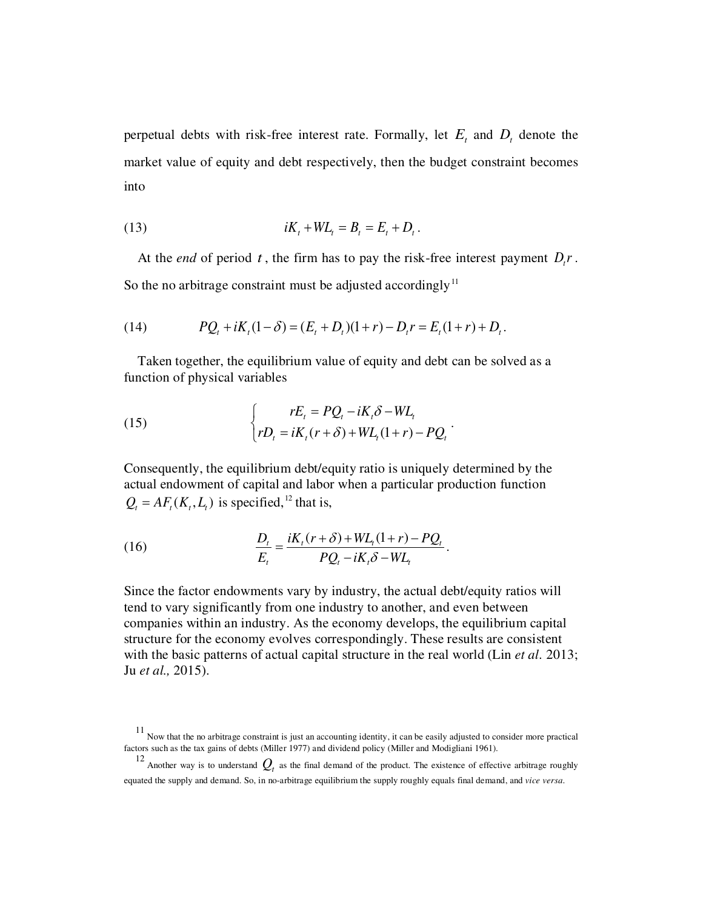perpetual debts with risk-free interest rate. Formally, let $E_t$ and $D_t$ denote the market value of equity and debt respectively, then the budget constraint becomes into

$$iK_t + WL_t = B_t = E_t + D_t. \tag{13}$$

At the *end* of period $t$, the firm has to pay the risk-free interest payment $D_t r$. So the no arbitrage constraint must be adjusted accordingly[11]

$$PQ_t + iK_t(1-\delta) = (E_t + D_t)(1+r) - D_t r = E_t(1+r) + D_t. \tag{14}$$

Taken together, the equilibrium value of equity and debt can be solved as a function of physical variables

$$\begin{cases} rE_t = PQ_t - iK_t\delta - WL_t \\ rD_t = iK_t(r+\delta) + WL_t(1+r) - PQ_t \end{cases}. \tag{15}$$

Consequently, the equilibrium debt/equity ratio is uniquely determined by the actual endowment of capital and labor when a particular production function $Q_t = AF_t(K_t, L_t)$ is specified,[12] that is,

$$\frac{D_t}{E_t} = \frac{iK_t(r+\delta) + WL_t(1+r) - PQ_t}{PQ_t - iK_t\delta - WL_t}. \tag{16}$$

Since the factor endowments vary by industry, the actual debt/equity ratios will tend to vary significantly from one industry to another, and even between companies within an industry. As the economy develops, the equilibrium capital structure for the economy evolves correspondingly. These results are consistent with the basic patterns of actual capital structure in the real world (Lin *et al.* 2013; Ju *et al.,* 2015).

[11] Now that the no arbitrage constraint is just an accounting identity, it can be easily adjusted to consider more practical factors such as the tax gains of debts (Miller 1977) and dividend policy (Miller and Modigliani 1961).

[12] Another way is to understand $Q_t$ as the final demand of the product. The existence of effective arbitrage roughly equated the supply and demand. So, in no-arbitrage equilibrium the supply roughly equals final demand, and *vice versa*.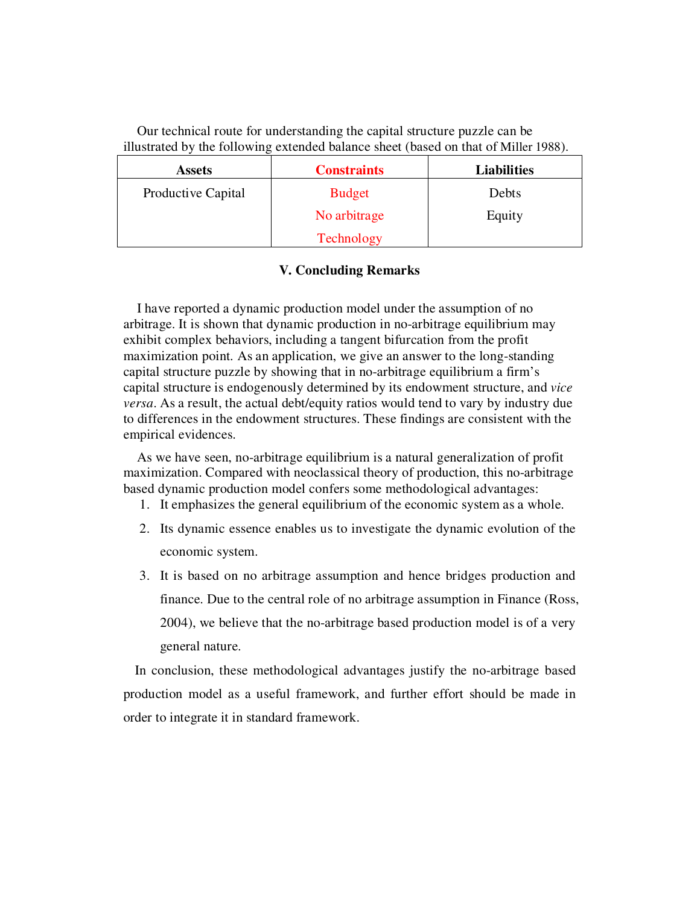Our technical route for understanding the capital structure puzzle can be illustrated by the following extended balance sheet (based on that of Miller 1988).

| Assets | Constraints | Liabilities |
|---|---|---|
| Productive Capital | Budget | Debts |
| | No arbitrage | Equity |
| | Technology | |

## V. Concluding Remarks

I have reported a dynamic production model under the assumption of no arbitrage. It is shown that dynamic production in no-arbitrage equilibrium may exhibit complex behaviors, including a tangent bifurcation from the profit maximization point. As an application, we give an answer to the long-standing capital structure puzzle by showing that in no-arbitrage equilibrium a firm's capital structure is endogenously determined by its endowment structure, and *vice versa*. As a result, the actual debt/equity ratios would tend to vary by industry due to differences in the endowment structures. These findings are consistent with the empirical evidences.

As we have seen, no-arbitrage equilibrium is a natural generalization of profit maximization. Compared with neoclassical theory of production, this no-arbitrage based dynamic production model confers some methodological advantages:

1. It emphasizes the general equilibrium of the economic system as a whole.
2. Its dynamic essence enables us to investigate the dynamic evolution of the economic system.
3. It is based on no arbitrage assumption and hence bridges production and finance. Due to the central role of no arbitrage assumption in Finance (Ross, 2004), we believe that the no-arbitrage based production model is of a very general nature.

In conclusion, these methodological advantages justify the no-arbitrage based production model as a useful framework, and further effort should be made in order to integrate it in standard framework.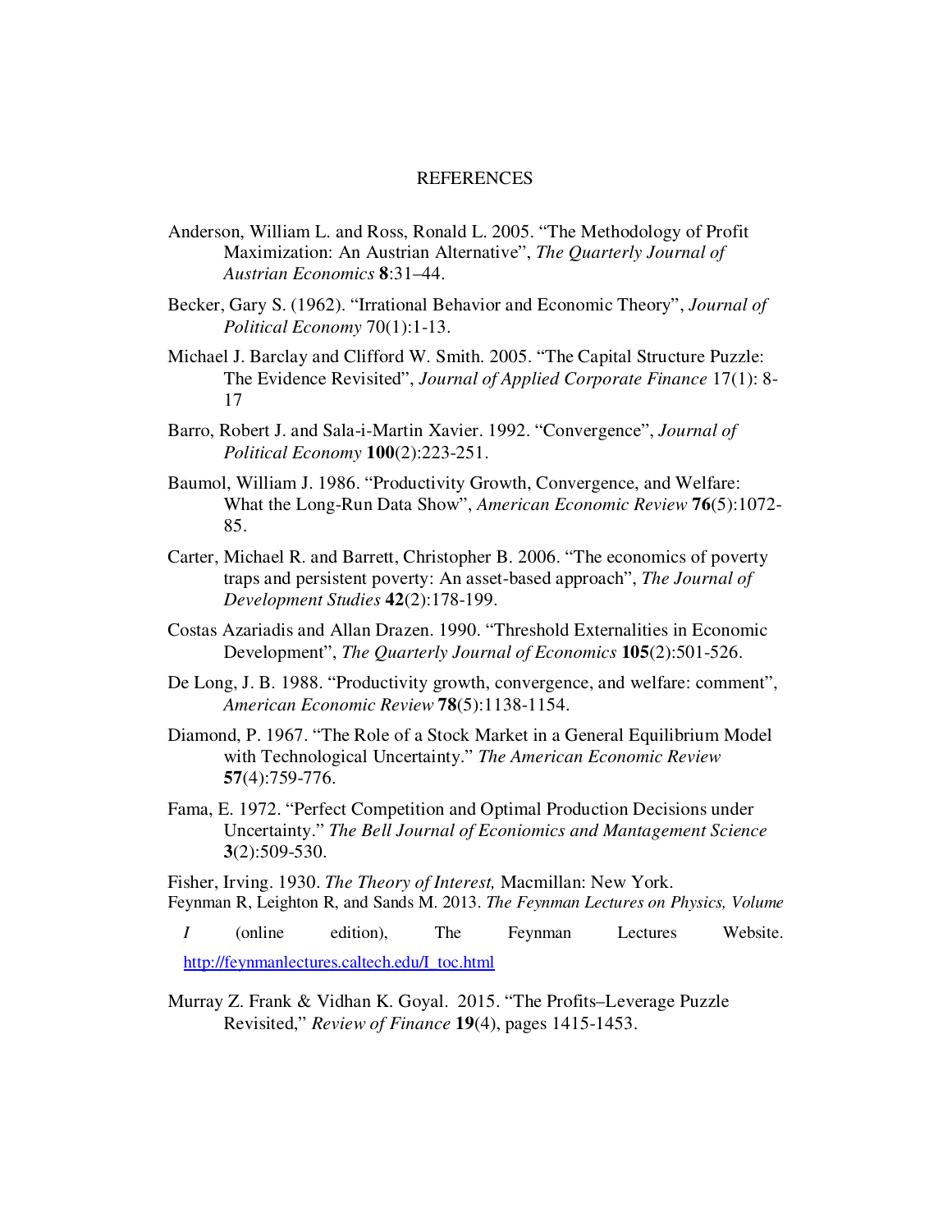# REFERENCES

Anderson, William L. and Ross, Ronald L. 2005. "The Methodology of Profit Maximization: An Austrian Alternative", *The Quarterly Journal of Austrian Economics* **8**:31–44.

Becker, Gary S. (1962). "Irrational Behavior and Economic Theory", *Journal of Political Economy* 70(1):1-13.

Michael J. Barclay and Clifford W. Smith. 2005. "The Capital Structure Puzzle: The Evidence Revisited", *Journal of Applied Corporate Finance* 17(1): 8-17

Barro, Robert J. and Sala-i-Martin Xavier. 1992. "Convergence", *Journal of Political Economy* **100**(2):223-251.

Baumol, William J. 1986. "Productivity Growth, Convergence, and Welfare: What the Long-Run Data Show", *American Economic Review* **76**(5):1072-85.

Carter, Michael R. and Barrett, Christopher B. 2006. "The economics of poverty traps and persistent poverty: An asset-based approach", *The Journal of Development Studies* **42**(2):178-199.

Costas Azariadis and Allan Drazen. 1990. "Threshold Externalities in Economic Development", *The Quarterly Journal of Economics* **105**(2):501-526.

De Long, J. B. 1988. "Productivity growth, convergence, and welfare: comment", *American Economic Review* **78**(5):1138-1154.

Diamond, P. 1967. "The Role of a Stock Market in a General Equilibrium Model with Technological Uncertainty." *The American Economic Review* **57**(4):759-776.

Fama, E. 1972. "Perfect Competition and Optimal Production Decisions under Uncertainty." *The Bell Journal of Econiomics and Mantagement Science* **3**(2):509-530.

Fisher, Irving. 1930. *The Theory of Interest,* Macmillan: New York.

Feynman R, Leighton R, and Sands M. 2013. *The Feynman Lectures on Physics, Volume I* (online edition), The Feynman Lectures Website. http://feynmanlectures.caltech.edu/I_toc.html

Murray Z. Frank & Vidhan K. Goyal. 2015. "The Profits–Leverage Puzzle Revisited," *Review of Finance* **19**(4), pages 1415-1453.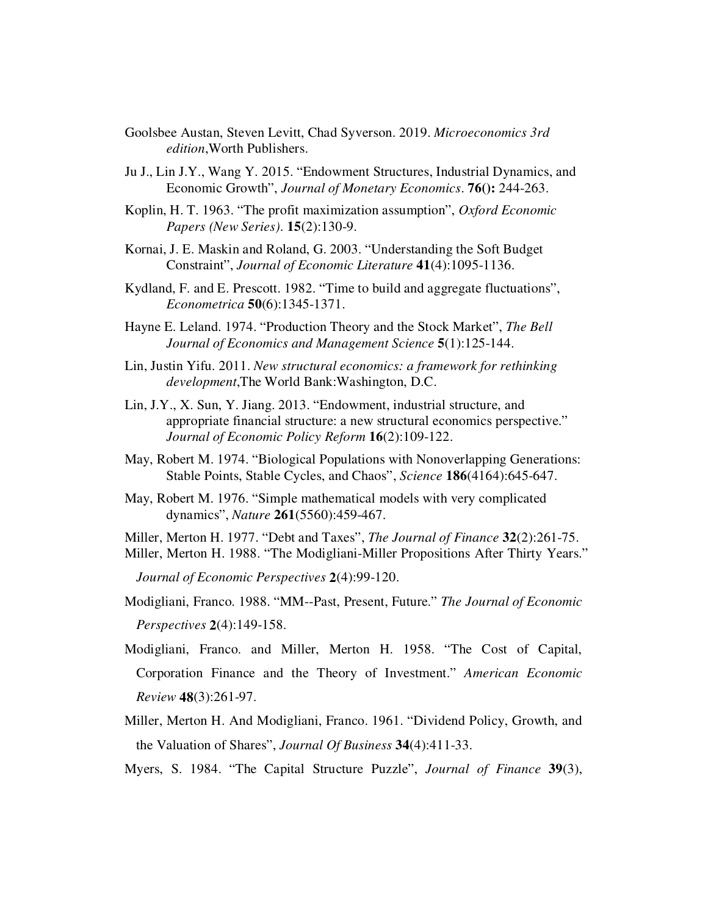Goolsbee Austan, Steven Levitt, Chad Syverson. 2019. *Microeconomics 3rd edition*,Worth Publishers.

Ju J., Lin J.Y., Wang Y. 2015. "Endowment Structures, Industrial Dynamics, and Economic Growth", *Journal of Monetary Economics*. **76():** 244-263.

Koplin, H. T. 1963. "The profit maximization assumption", *Oxford Economic Papers (New Series)*. **15**(2):130-9.

Kornai, J. E. Maskin and Roland, G. 2003. "Understanding the Soft Budget Constraint", *Journal of Economic Literature* **41**(4):1095-1136.

Kydland, F. and E. Prescott. 1982. "Time to build and aggregate fluctuations", *Econometrica* **50**(6):1345-1371.

Hayne E. Leland. 1974. "Production Theory and the Stock Market", *The Bell Journal of Economics and Management Science* **5**(1):125-144.

Lin, Justin Yifu. 2011. *New structural economics: a framework for rethinking development*,The World Bank:Washington, D.C.

Lin, J.Y., X. Sun, Y. Jiang. 2013. "Endowment, industrial structure, and appropriate financial structure: a new structural economics perspective." *Journal of Economic Policy Reform* **16**(2):109-122.

May, Robert M. 1974. "Biological Populations with Nonoverlapping Generations: Stable Points, Stable Cycles, and Chaos", *Science* **186**(4164):645-647.

May, Robert M. 1976. "Simple mathematical models with very complicated dynamics", *Nature* **261**(5560):459-467.

Miller, Merton H. 1977. "Debt and Taxes", *The Journal of Finance* **32**(2):261-75.

Miller, Merton H. 1988. "The Modigliani-Miller Propositions After Thirty Years." *Journal of Economic Perspectives* **2**(4):99-120.

Modigliani, Franco. 1988. "MM--Past, Present, Future." *The Journal of Economic Perspectives* **2**(4):149-158.

Modigliani, Franco. and Miller, Merton H. 1958. "The Cost of Capital, Corporation Finance and the Theory of Investment." *American Economic Review* **48**(3):261-97.

Miller, Merton H. And Modigliani, Franco. 1961. "Dividend Policy, Growth, and the Valuation of Shares", *Journal Of Business* **34**(4):411-33.

Myers, S. 1984. "The Capital Structure Puzzle", *Journal of Finance* **39**(3),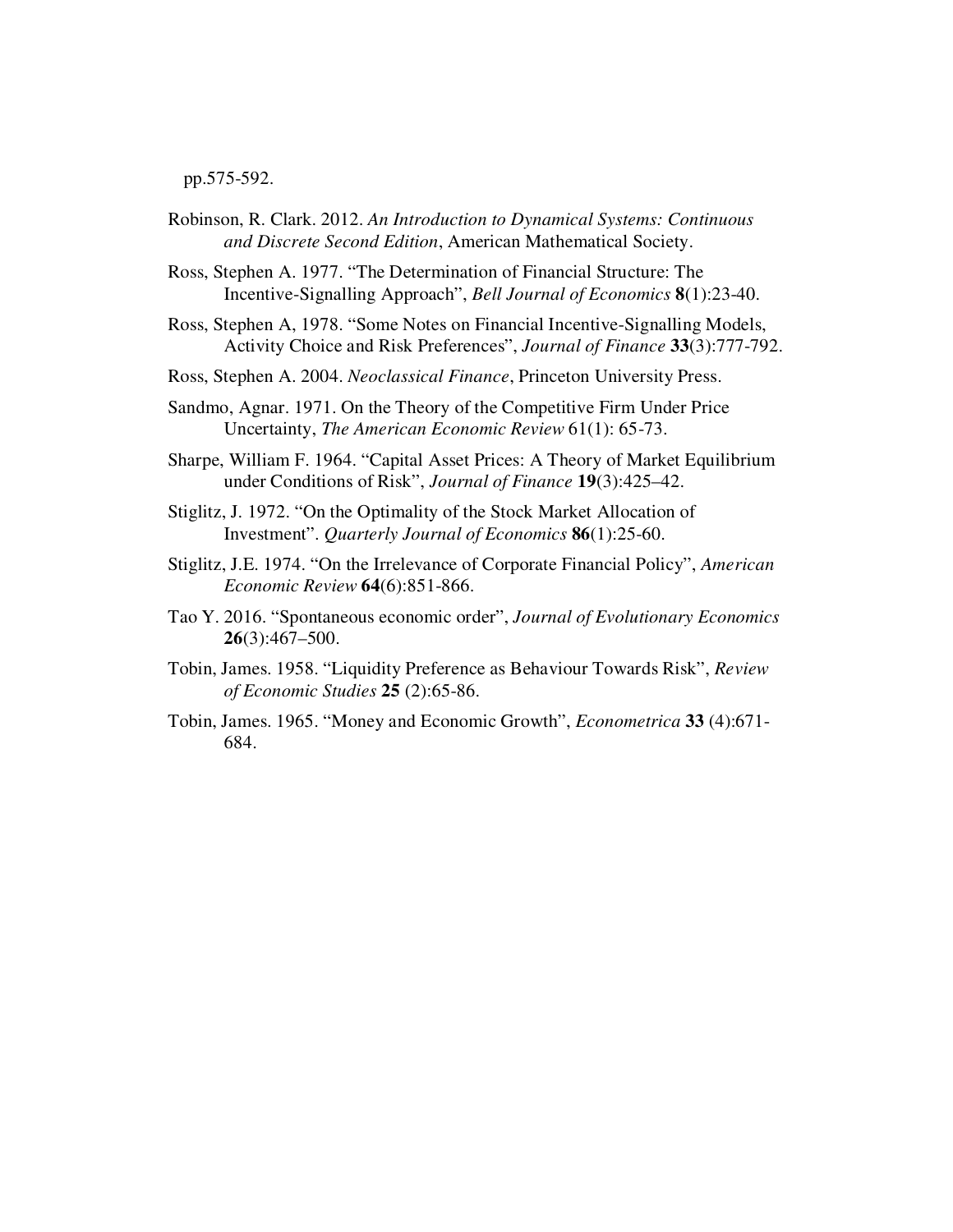pp.575-592.

Robinson, R. Clark. 2012. *An Introduction to Dynamical Systems: Continuous and Discrete Second Edition*, American Mathematical Society.

Ross, Stephen A. 1977. "The Determination of Financial Structure: The Incentive-Signalling Approach", *Bell Journal of Economics* **8**(1):23-40.

Ross, Stephen A, 1978. "Some Notes on Financial Incentive-Signalling Models, Activity Choice and Risk Preferences", *Journal of Finance* **33**(3):777-792.

Ross, Stephen A. 2004. *Neoclassical Finance*, Princeton University Press.

Sandmo, Agnar. 1971. On the Theory of the Competitive Firm Under Price Uncertainty, *The American Economic Review* 61(1): 65-73.

Sharpe, William F. 1964. "Capital Asset Prices: A Theory of Market Equilibrium under Conditions of Risk", *Journal of Finance* **19**(3):425–42.

Stiglitz, J. 1972. "On the Optimality of the Stock Market Allocation of Investment". *Quarterly Journal of Economics* **86**(1):25-60.

Stiglitz, J.E. 1974. "On the Irrelevance of Corporate Financial Policy", *American Economic Review* **64**(6):851-866.

Tao Y. 2016. "Spontaneous economic order", *Journal of Evolutionary Economics* **26**(3):467–500.

Tobin, James. 1958. "Liquidity Preference as Behaviour Towards Risk", *Review of Economic Studies* **25** (2):65-86.

Tobin, James. 1965. "Money and Economic Growth", *Econometrica* **33** (4):671-684.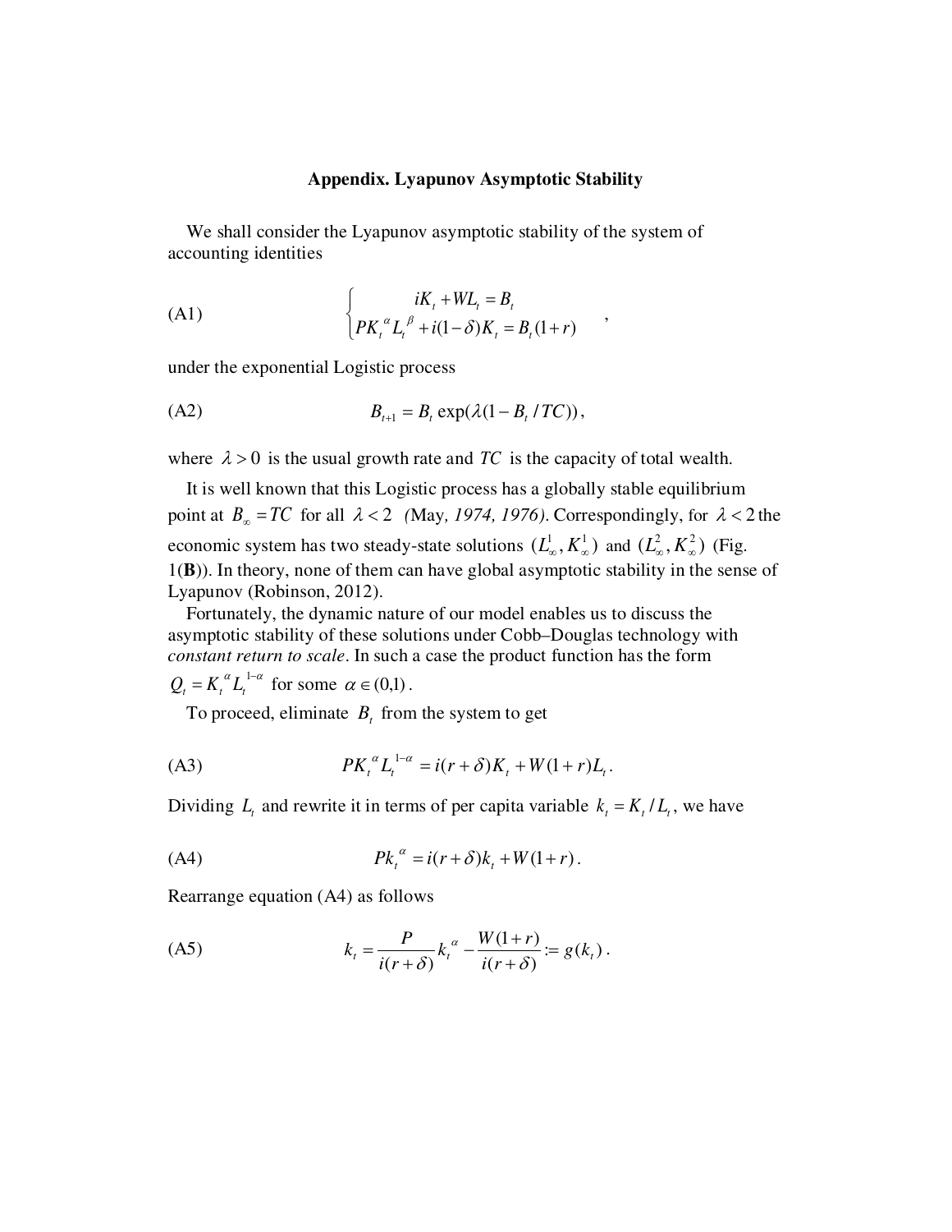## Appendix. Lyapunov Asymptotic Stability

We shall consider the Lyapunov asymptotic stability of the system of accounting identities

$$\text{(A1)} \qquad \begin{cases} iK_t + WL_t = B_t \\ PK_t^{\alpha} L_t^{\beta} + i(1-\delta)K_t = B_t(1+r) \end{cases},$$

under the exponential Logistic process

$$\text{(A2)} \qquad B_{t+1} = B_t \exp(\lambda(1 - B_t / TC)),$$

where $\lambda > 0$ is the usual growth rate and $TC$ is the capacity of total wealth.

It is well known that this Logistic process has a globally stable equilibrium point at $B_\infty = TC$ for all $\lambda < 2$ *(*May*, 1974, 1976)*. Correspondingly, for $\lambda < 2$ the economic system has two steady-state solutions $(L_\infty^1, K_\infty^1)$ and $(L_\infty^2, K_\infty^2)$ (Fig. 1(**B**)). In theory, none of them can have global asymptotic stability in the sense of Lyapunov (Robinson, 2012).

Fortunately, the dynamic nature of our model enables us to discuss the asymptotic stability of these solutions under Cobb–Douglas technology with *constant return to scale*. In such a case the product function has the form $Q_t = K_t^{\alpha} L_t^{1-\alpha}$ for some $\alpha \in (0,1)$.

To proceed, eliminate $B_t$ from the system to get

$$\text{(A3)} \qquad PK_t^{\alpha} L_t^{1-\alpha} = i(r+\delta)K_t + W(1+r)L_t.$$

Dividing $L_t$ and rewrite it in terms of per capita variable $k_t = K_t / L_t$, we have

$$\text{(A4)} \qquad Pk_t^{\alpha} = i(r+\delta)k_t + W(1+r).$$

Rearrange equation (A4) as follows

$$\text{(A5)} \qquad k_t = \frac{P}{i(r+\delta)} k_t^{\alpha} - \frac{W(1+r)}{i(r+\delta)} := g(k_t).$$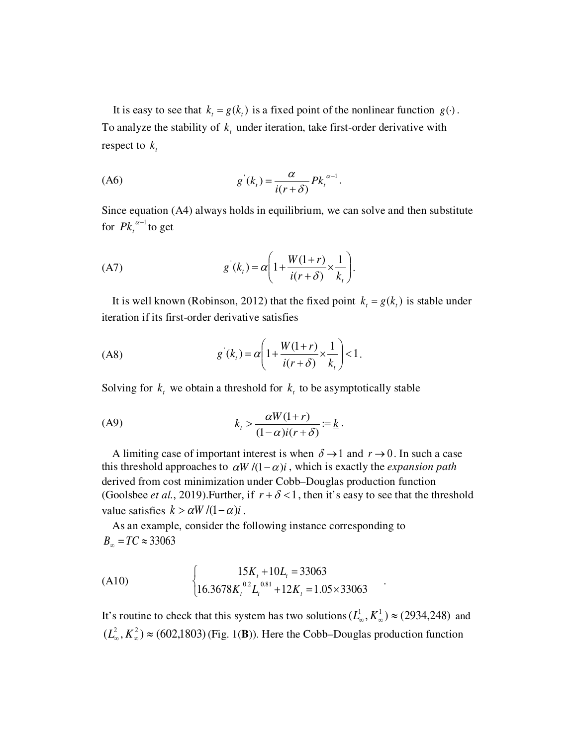It is easy to see that $k_t = g(k_t)$ is a fixed point of the nonlinear function $g(\cdot)$. To analyze the stability of $k_t$ under iteration, take first-order derivative with respect to $k_t$

$$g^{'}(k_t) = \frac{\alpha}{i(r+\delta)} P k_t^{\alpha-1}. \tag{A6}$$

Since equation (A4) always holds in equilibrium, we can solve and then substitute for $P k_t^{\alpha-1}$ to get

$$g^{'}(k_t) = \alpha\left(1 + \frac{W(1+r)}{i(r+\delta)} \times \frac{1}{k_t}\right). \tag{A7}$$

It is well known (Robinson, 2012) that the fixed point $k_t = g(k_t)$ is stable under iteration if its first-order derivative satisfies

$$g^{'}(k_t) = \alpha\left(1 + \frac{W(1+r)}{i(r+\delta)} \times \frac{1}{k_t}\right) < 1. \tag{A8}$$

Solving for $k_t$ we obtain a threshold for $k_t$ to be asymptotically stable

$$k_t > \frac{\alpha W(1+r)}{(1-\alpha) i (r+\delta)} := \underline{k}. \tag{A9}$$

A limiting case of important interest is when $\delta \to 1$ and $r \to 0$. In such a case this threshold approaches to $\alpha W / (1-\alpha) i$, which is exactly the *expansion path* derived from cost minimization under Cobb–Douglas production function (Goolsbee *et al.*, 2019).Further, if $r + \delta < 1$, then it's easy to see that the threshold value satisfies $\underline{k} > \alpha W / (1-\alpha) i$.

As an example, consider the following instance corresponding to $B_\infty = TC \approx 33063$

$$\begin{cases} 15K_t + 10L_t = 33063 \\ 16.3678 K_t^{0.2} L_t^{0.81} + 12K_t = 1.05 \times 33063 \end{cases}. \tag{A10}$$

It's routine to check that this system has two solutions $(L_\infty^1, K_\infty^1) \approx (2934, 248)$ and $(L_\infty^2, K_\infty^2) \approx (602, 1803)$ (Fig. 1(**B**)). Here the Cobb–Douglas production function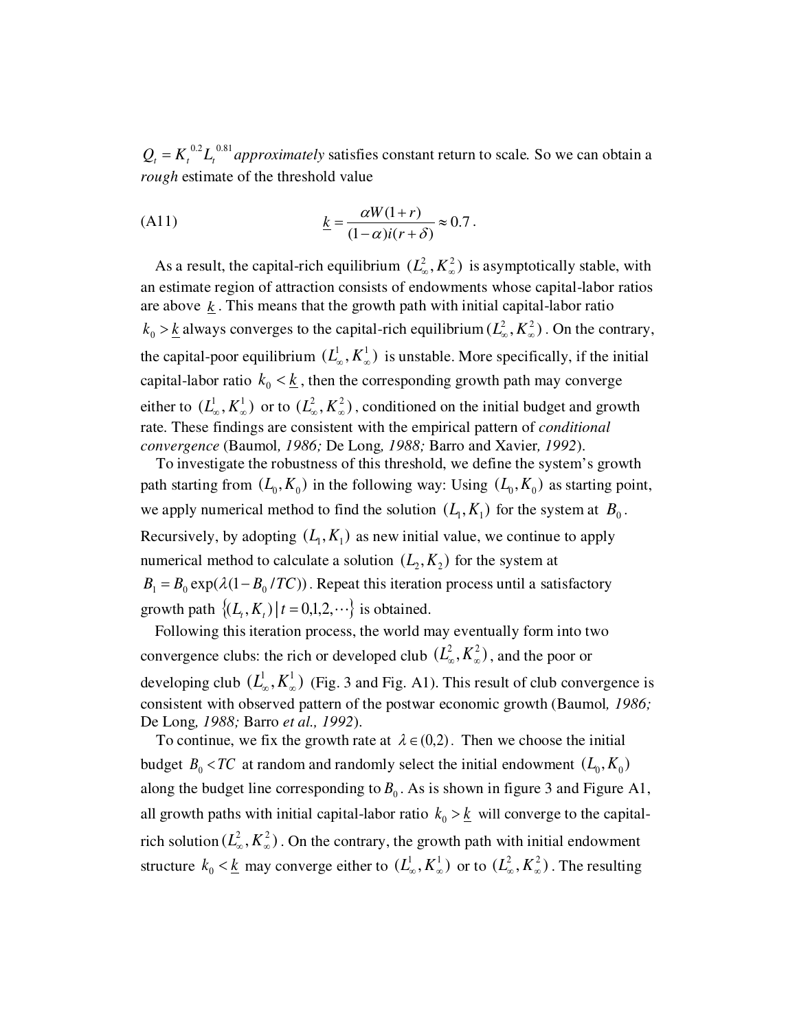$Q_t = K_t^{0.2} L_t^{0.81}$ *approximately* satisfies constant return to scale. So we can obtain a *rough* estimate of the threshold value

$$\text{(A11)} \qquad \underline{k} = \frac{\alpha W(1+r)}{(1-\alpha)i(r+\delta)} \approx 0.7 .$$

As a result, the capital-rich equilibrium $(L_\infty^2, K_\infty^2)$ is asymptotically stable, with an estimate region of attraction consists of endowments whose capital-labor ratios are above $\underline{k}$. This means that the growth path with initial capital-labor ratio $k_0 > \underline{k}$ always converges to the capital-rich equilibrium $(L_\infty^2, K_\infty^2)$. On the contrary, the capital-poor equilibrium $(L_\infty^1, K_\infty^1)$ is unstable. More specifically, if the initial capital-labor ratio $k_0 < \underline{k}$, then the corresponding growth path may converge either to $(L_\infty^1, K_\infty^1)$ or to $(L_\infty^2, K_\infty^2)$, conditioned on the initial budget and growth rate. These findings are consistent with the empirical pattern of *conditional convergence* (Baumol*, 1986;* De Long*, 1988;* Barro and Xavier*, 1992*).

To investigate the robustness of this threshold, we define the system's growth path starting from $(L_0, K_0)$ in the following way: Using $(L_0, K_0)$ as starting point, we apply numerical method to find the solution $(L_1, K_1)$ for the system at $B_0$. Recursively, by adopting $(L_1, K_1)$ as new initial value, we continue to apply numerical method to calculate a solution $(L_2, K_2)$ for the system at $B_1 = B_0 \exp(\lambda(1 - B_0 / TC))$. Repeat this iteration process until a satisfactory growth path $\{(L_t, K_t) \,|\, t = 0,1,2,\cdots\}$ is obtained.

Following this iteration process, the world may eventually form into two convergence clubs: the rich or developed club $(L_\infty^2, K_\infty^2)$, and the poor or developing club $(L_\infty^1, K_\infty^1)$ (Fig. 3 and Fig. A1). This result of club convergence is consistent with observed pattern of the postwar economic growth (Baumol*, 1986;* De Long*, 1988;* Barro *et al., 1992*).

To continue, we fix the growth rate at $\lambda \in (0,2)$. Then we choose the initial budget $B_0 < TC$ at random and randomly select the initial endowment $(L_0, K_0)$ along the budget line corresponding to $B_0$. As is shown in figure 3 and Figure A1, all growth paths with initial capital-labor ratio $k_0 > \underline{k}$ will converge to the capital-rich solution $(L_\infty^2, K_\infty^2)$. On the contrary, the growth path with initial endowment structure $k_0 < \underline{k}$ may converge either to $(L_\infty^1, K_\infty^1)$ or to $(L_\infty^2, K_\infty^2)$. The resulting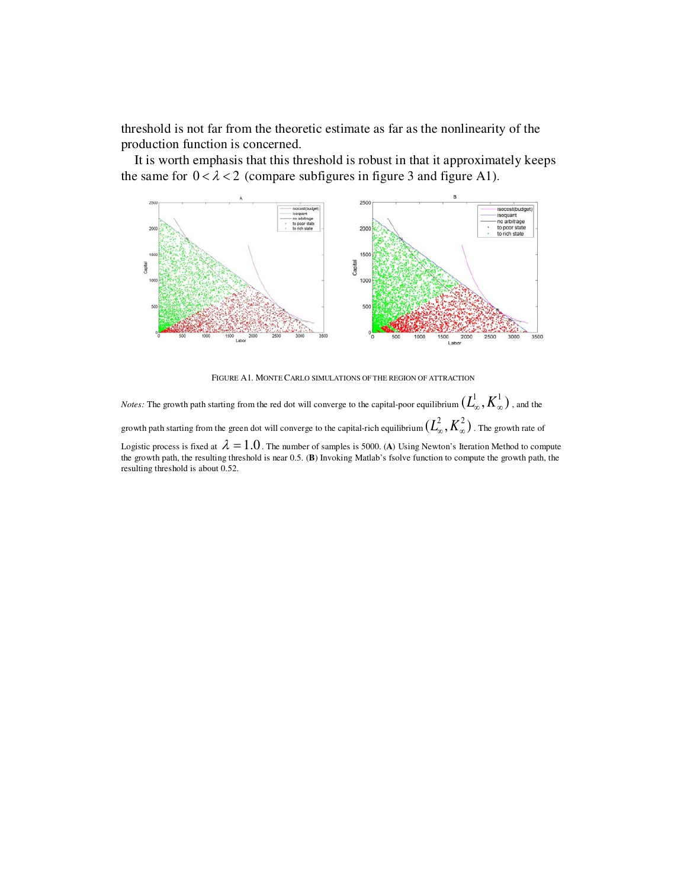threshold is not far from the theoretic estimate as far as the nonlinearity of the production function is concerned.

It is worth emphasis that this threshold is robust in that it approximately keeps the same for $0 < \lambda < 2$ (compare subfigures in figure 3 and figure A1).

A

isocost(budget)
isoquant
no arbitrage
to poor state
to rich state

Capital

Labor

0 500 1000 1500 2000 2500 3000 3500

0 500 1000 1500 2000 2500

B

isocost(budget)
isoquant
no arbitrage
to poor state
to rich state

Capital

Labor

0 500 1000 1500 2000 2500 3000 3500

0 500 1000 1500 2000 2500

FIGURE A1. MONTE CARLO SIMULATIONS OF THE REGION OF ATTRACTION

*Notes:* The growth path starting from the red dot will converge to the capital-poor equilibrium $(L_\infty^1, K_\infty^1)$, and the growth path starting from the green dot will converge to the capital-rich equilibrium $(L_\infty^2, K_\infty^2)$. The growth rate of Logistic process is fixed at $\lambda = 1.0$. The number of samples is 5000. (**A**) Using Newton's Iteration Method to compute the growth path, the resulting threshold is near 0.5. (**B**) Invoking Matlab's fsolve function to compute the growth path, the resulting threshold is about 0.52.